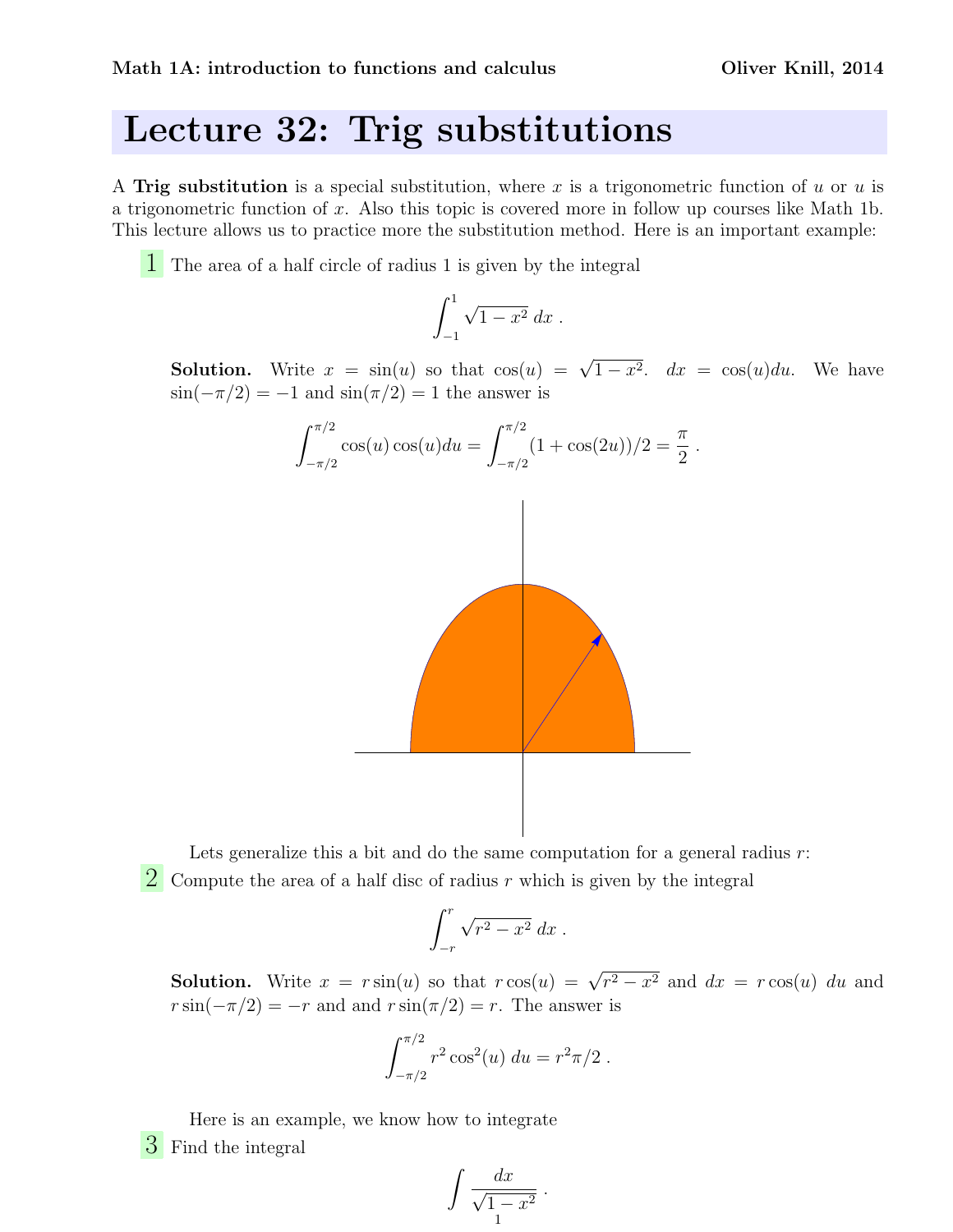Math 1A: introduction to functions and calculus — Oliver Knill, 2014

# Lecture 32: Trig substitutions

A **Trig substitution** is a special substitution, where $x$ is a trigonometric function of $u$ or $u$ is a trigonometric function of $x$. Also this topic is covered more in follow up courses like Math 1b. This lecture allows us to practice more the substitution method. Here is an important example:

**1** The area of a half circle of radius 1 is given by the integral

$$\int_{-1}^{1} \sqrt{1-x^2}\, dx \, .$$

**Solution.** Write $x = \sin(u)$ so that $\cos(u) = \sqrt{1-x^2}$. $dx = \cos(u)du$. We have $\sin(-\pi/2) = -1$ and $\sin(\pi/2) = 1$ the answer is

$$\int_{-\pi/2}^{\pi/2} \cos(u)\cos(u)du = \int_{-\pi/2}^{\pi/2} (1+\cos(2u))/2 = \frac{\pi}{2} \, .$$

Lets generalize this a bit and do the same computation for a general radius $r$:

**2** Compute the area of a half disc of radius $r$ which is given by the integral

$$\int_{-r}^{r} \sqrt{r^2-x^2}\, dx \, .$$

**Solution.** Write $x = r\sin(u)$ so that $r\cos(u) = \sqrt{r^2-x^2}$ and $dx = r\cos(u)\, du$ and $r\sin(-\pi/2) = -r$ and and $r\sin(\pi/2) = r$. The answer is

$$\int_{-\pi/2}^{\pi/2} r^2\cos^2(u)\, du = r^2\pi/2 \, .$$

Here is an example, we know how to integrate

**3** Find the integral

$$\int \frac{dx}{\sqrt{1-x^2}} \, .$$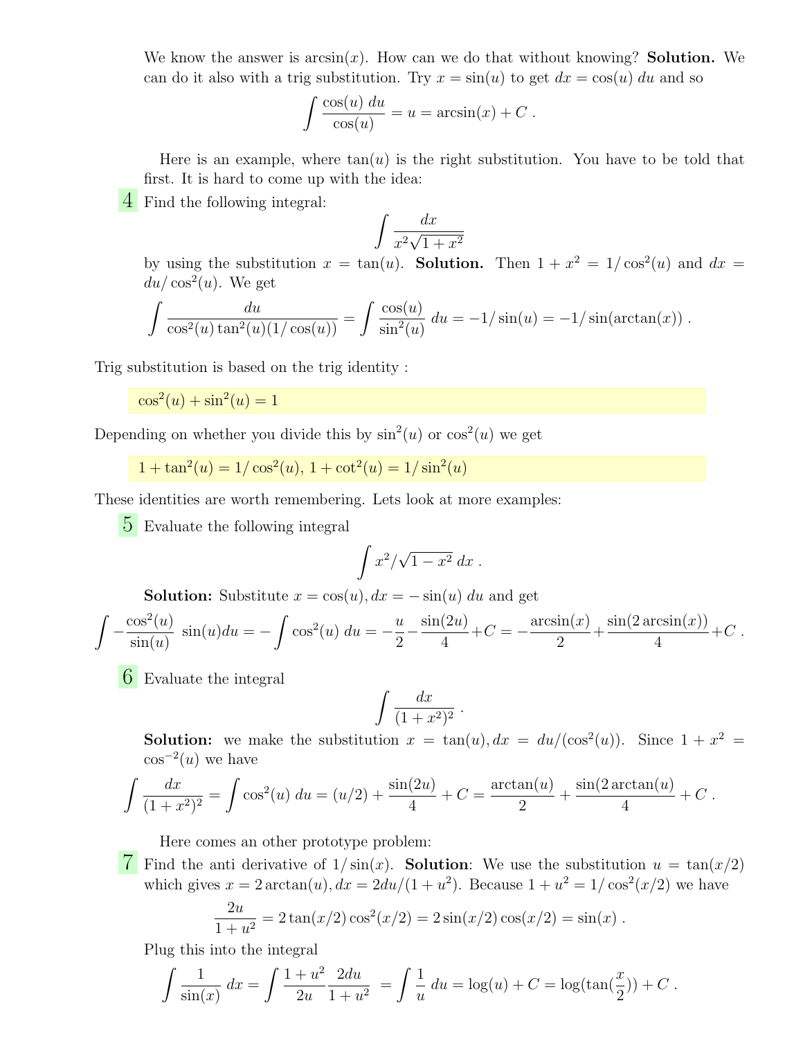We know the answer is $\arcsin(x)$. How can we do that without knowing? **Solution.** We can do it also with a trig substitution. Try $x = \sin(u)$ to get $dx = \cos(u)\,du$ and so

$$\int \frac{\cos(u)\,du}{\cos(u)} = u = \arcsin(x) + C .$$

Here is an example, where $\tan(u)$ is the right substitution. You have to be told that first. It is hard to come up with the idea:

**4** Find the following integral:

$$\int \frac{dx}{x^2\sqrt{1+x^2}}$$

by using the substitution $x = \tan(u)$. **Solution.** Then $1 + x^2 = 1/\cos^2(u)$ and $dx = du/\cos^2(u)$. We get

$$\int \frac{du}{\cos^2(u)\tan^2(u)(1/\cos(u))} = \int \frac{\cos(u)}{\sin^2(u)}\,du = -1/\sin(u) = -1/\sin(\arctan(x)) .$$

Trig substitution is based on the trig identity :

$\cos^2(u) + \sin^2(u) = 1$

Depending on whether you divide this by $\sin^2(u)$ or $\cos^2(u)$ we get

$1 + \tan^2(u) = 1/\cos^2(u)$, $1 + \cot^2(u) = 1/\sin^2(u)$

These identities are worth remembering. Lets look at more examples:

**5** Evaluate the following integral

$$\int x^2/\sqrt{1-x^2}\,dx .$$

**Solution:** Substitute $x = \cos(u), dx = -\sin(u)\,du$ and get

$$\int -\frac{\cos^2(u)}{\sin(u)}\,\sin(u)du = -\int \cos^2(u)\,du = -\frac{u}{2} - \frac{\sin(2u)}{4} + C = -\frac{\arcsin(x)}{2} + \frac{\sin(2\arcsin(x))}{4} + C .$$

**6** Evaluate the integral

$$\int \frac{dx}{(1+x^2)^2} .$$

**Solution:** we make the substitution $x = \tan(u), dx = du/(\cos^2(u))$. Since $1 + x^2 = \cos^{-2}(u)$ we have

$$\int \frac{dx}{(1+x^2)^2} = \int \cos^2(u)\,du = (u/2) + \frac{\sin(2u)}{4} + C = \frac{\arctan(u)}{2} + \frac{\sin(2\arctan(u))}{4} + C .$$

Here comes an other prototype problem:

**7** Find the anti derivative of $1/\sin(x)$. **Solution**: We use the substitution $u = \tan(x/2)$ which gives $x = 2\arctan(u), dx = 2du/(1+u^2)$. Because $1 + u^2 = 1/\cos^2(x/2)$ we have

$$\frac{2u}{1+u^2} = 2\tan(x/2)\cos^2(x/2) = 2\sin(x/2)\cos(x/2) = \sin(x) .$$

Plug this into the integral

$$\int \frac{1}{\sin(x)}\,dx = \int \frac{1+u^2}{2u}\frac{2du}{1+u^2} = \int \frac{1}{u}\,du = \log(u) + C = \log(\tan(\frac{x}{2})) + C .$$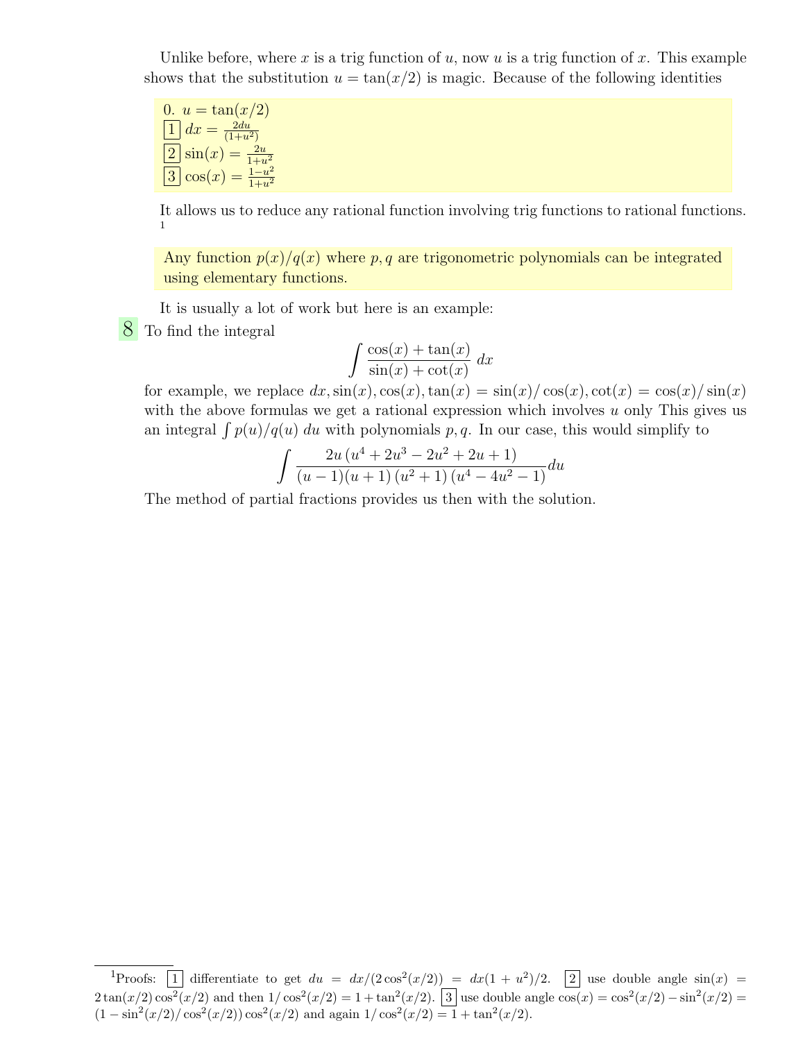Unlike before, where $x$ is a trig function of $u$, now $u$ is a trig function of $x$. This example shows that the substitution $u = \tan(x/2)$ is magic. Because of the following identities

> 0. $u = \tan(x/2)$
> 
> [1] $dx = \frac{2du}{(1+u^2)}$
> 
> [2] $\sin(x) = \frac{2u}{1+u^2}$
> 
> [3] $\cos(x) = \frac{1-u^2}{1+u^2}$

It allows us to reduce any rational function involving trig functions to rational functions.[1]

> Any function $p(x)/q(x)$ where $p, q$ are trigonometric polynomials can be integrated using elementary functions.

It is usually a lot of work but here is an example:

**8** To find the integral

$$\int \frac{\cos(x) + \tan(x)}{\sin(x) + \cot(x)} \, dx$$

for example, we replace $dx, \sin(x), \cos(x), \tan(x) = \sin(x)/\cos(x), \cot(x) = \cos(x)/\sin(x)$ with the above formulas we get a rational expression which involves $u$ only This gives us an integral $\int p(u)/q(u) \, du$ with polynomials $p, q$. In our case, this would simplify to

$$\int \frac{2u\,(u^4 + 2u^3 - 2u^2 + 2u + 1)}{(u-1)(u+1)\,(u^2+1)\,(u^4 - 4u^2 - 1)} du$$

The method of partial fractions provides us then with the solution.

---

[1] Proofs: [1] differentiate to get $du = dx/(2\cos^2(x/2)) = dx(1 + u^2)/2$. [2] use double angle $\sin(x) = 2\tan(x/2)\cos^2(x/2)$ and then $1/\cos^2(x/2) = 1 + \tan^2(x/2)$. [3] use double angle $\cos(x) = \cos^2(x/2) - \sin^2(x/2) = (1 - \sin^2(x/2)/\cos^2(x/2))\cos^2(x/2)$ and again $1/\cos^2(x/2) = 1 + \tan^2(x/2)$.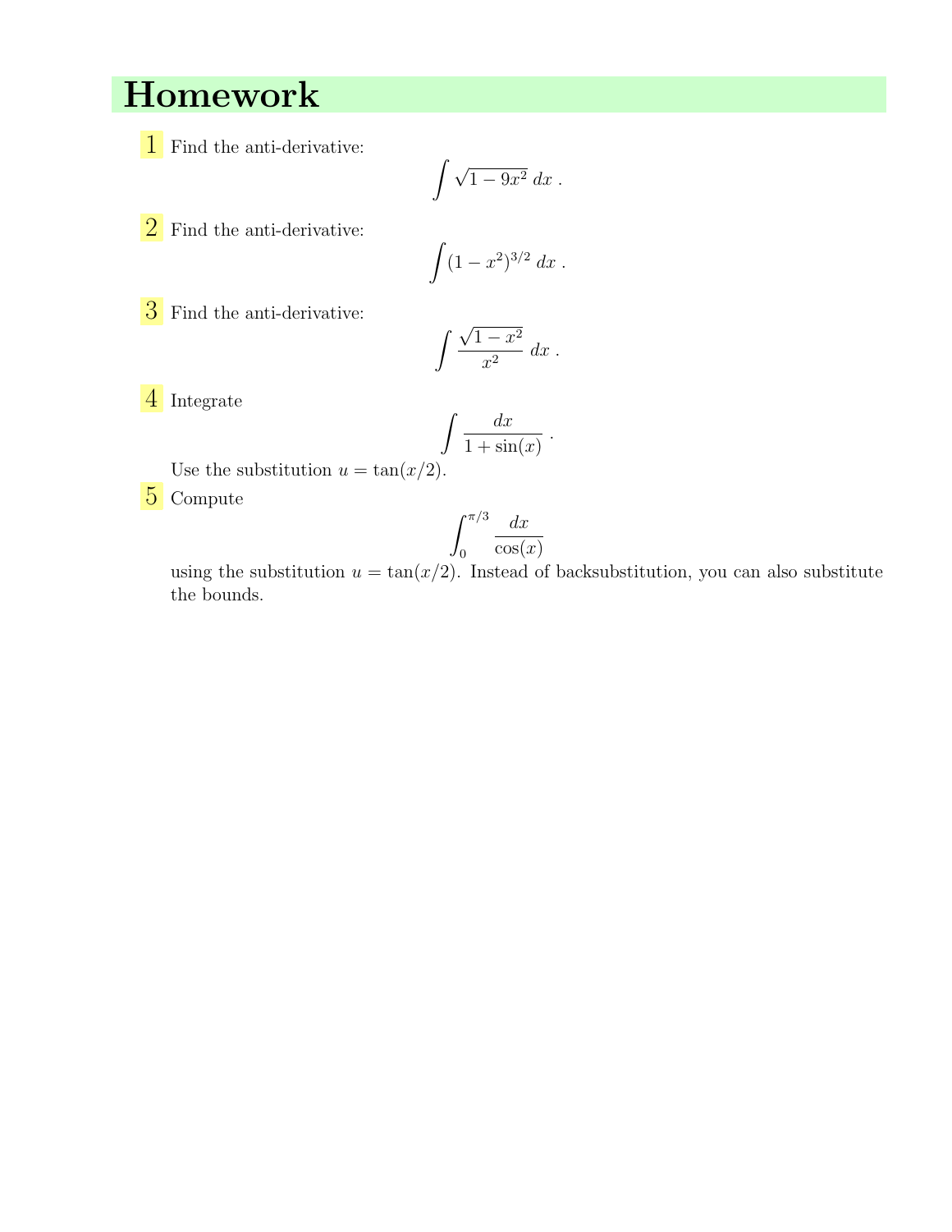# Homework

**1** Find the anti-derivative:

$$\int \sqrt{1-9x^2} \, dx \, .$$

**2** Find the anti-derivative:

$$\int (1-x^2)^{3/2} \, dx \, .$$

**3** Find the anti-derivative:

$$\int \frac{\sqrt{1-x^2}}{x^2} \, dx \, .$$

**4** Integrate

$$\int \frac{dx}{1+\sin(x)} \, .$$

Use the substitution $u = \tan(x/2)$.

**5** Compute

$$\int_0^{\pi/3} \frac{dx}{\cos(x)}$$

using the substitution $u = \tan(x/2)$. Instead of backsubstitution, you can also substitute the bounds.